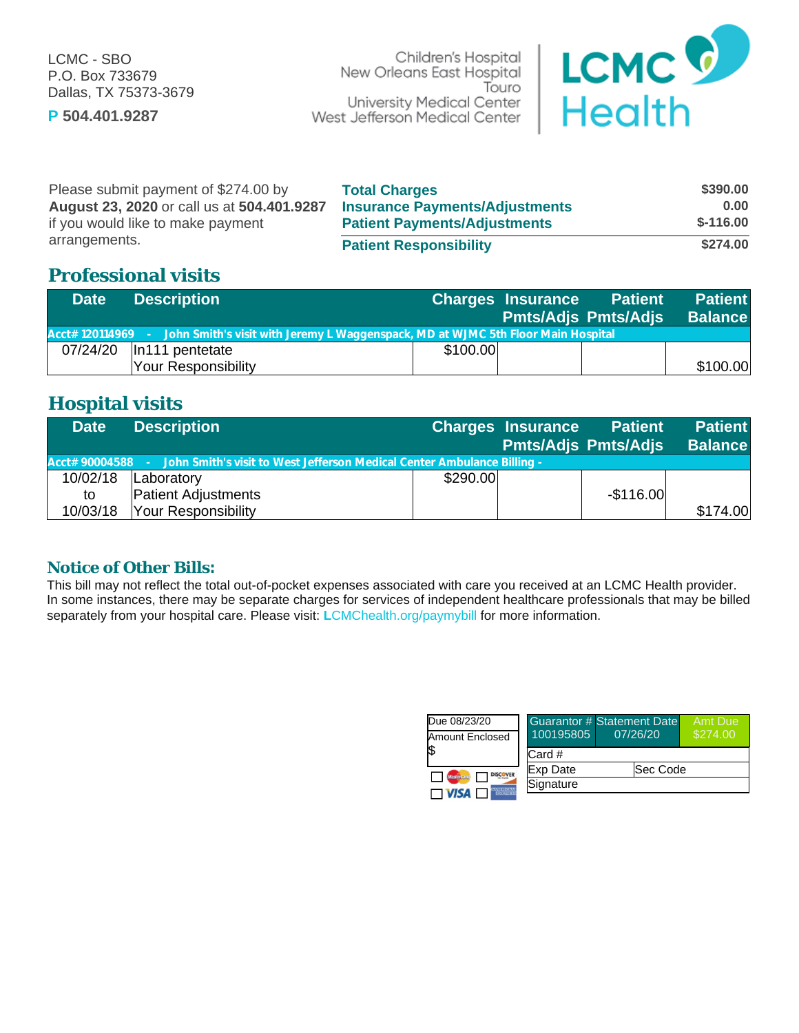LCMC - SBO
P.O. Box 733679
Dallas, TX 75373-3679

**P 504.401.9287**

Children's Hospital
New Orleans East Hospital
Touro
University Medical Center
West Jefferson Medical Center

**LCMC Health**

Please submit payment of $274.00 by **August 23, 2020** or call us at **504.401.9287** if you would like to make payment arrangements.

| | |
|---|---|
| **Total Charges** | **$390.00** |
| **Insurance Payments/Adjustments** | **0.00** |
| **Patient Payments/Adjustments** | **$-116.00** |
| **Patient Responsibility** | **$274.00** |

## Professional visits

| Date | Description | Charges | Insurance Pmts/Adjs | Patient Pmts/Adjs | Patient Balance |
|---|---|---|---|---|---|
| **Acct# 120114969 - John Smith's visit with Jeremy L Waggenspack, MD at WJMC 5th Floor Main Hospital** | | | | | |
| 07/24/20 | In111 pentetate<br>Your Responsibility | $100.00 | | | $100.00 |

## Hospital visits

| Date | Description | Charges | Insurance Pmts/Adjs | Patient Pmts/Adjs | Patient Balance |
|---|---|---|---|---|---|
| **Acct# 90004588 - John Smith's visit to West Jefferson Medical Center Ambulance Billing -** | | | | | |
| 10/02/18 to 10/03/18 | Laboratory<br>Patient Adjustments<br>Your Responsibility | $290.00 | | -$116.00 | $174.00 |

## Notice of Other Bills:

This bill may not reflect the total out-of-pocket expenses associated with care you received at an LCMC Health provider. In some instances, there may be separate charges for services of independent healthcare professionals that may be billed separately from your hospital care. Please visit: LCMChealth.org/paymybill for more information.

| Due 08/23/20 |
|---|
| Amount Enclosed<br>$ |

☐ MasterCard ☐ Discover
☐ VISA ☐ American Express

| Guarantor # | Statement Date | Amt Due |
|---|---|---|
| 100195805 | 07/26/20 | $274.00 |
| Card # | | |
| Exp Date | Sec Code | |
| Signature | | |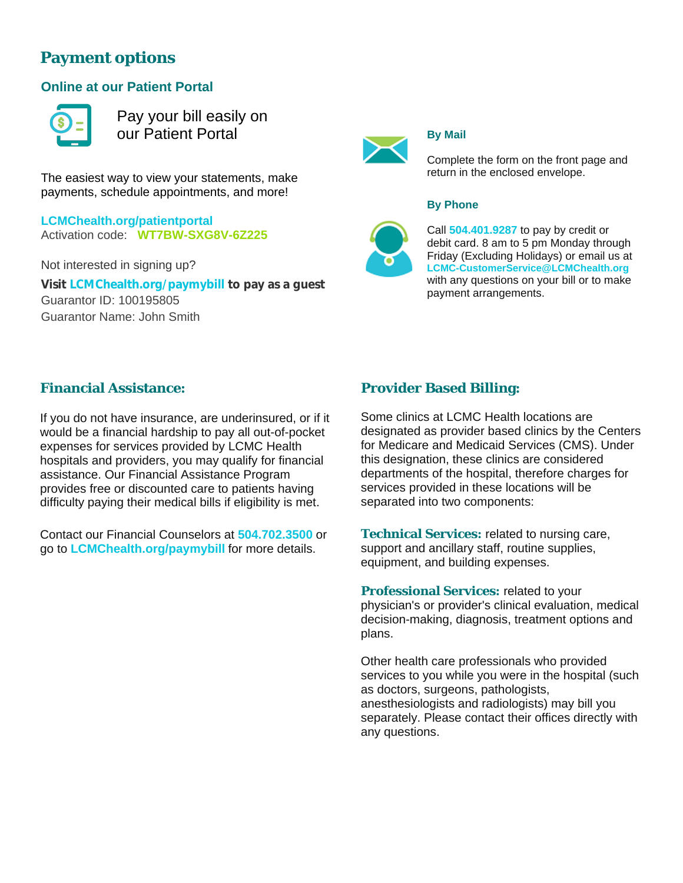## Payment options

### Online at our Patient Portal

Pay your bill easily on our Patient Portal

The easiest way to view your statements, make payments, schedule appointments, and more!

LCMChealth.org/patientportal
Activation code: **WT7BW-SXG8V-6Z225**

Not interested in signing up?

**Visit LCMChealth.org/paymybill to pay as a guest**
Guarantor ID: 100195805
Guarantor Name: John Smith

### By Mail

Complete the form on the front page and return in the enclosed envelope.

### By Phone

Call **504.401.9287** to pay by credit or debit card. 8 am to 5 pm Monday through Friday (Excluding Holidays) or email us at **LCMC-CustomerService@LCMChealth.org** with any questions on your bill or to make payment arrangements.

## Financial Assistance:

If you do not have insurance, are underinsured, or if it would be a financial hardship to pay all out-of-pocket expenses for services provided by LCMC Health hospitals and providers, you may qualify for financial assistance. Our Financial Assistance Program provides free or discounted care to patients having difficulty paying their medical bills if eligibility is met.

Contact our Financial Counselors at **504.702.3500** or go to **LCMChealth.org/paymybill** for more details.

## Provider Based Billing:

Some clinics at LCMC Health locations are designated as provider based clinics by the Centers for Medicare and Medicaid Services (CMS). Under this designation, these clinics are considered departments of the hospital, therefore charges for services provided in these locations will be separated into two components:

**Technical Services:** related to nursing care, support and ancillary staff, routine supplies, equipment, and building expenses.

**Professional Services:** related to your physician's or provider's clinical evaluation, medical decision-making, diagnosis, treatment options and plans.

Other health care professionals who provided services to you while you were in the hospital (such as doctors, surgeons, pathologists, anesthesiologists and radiologists) may bill you separately. Please contact their offices directly with any questions.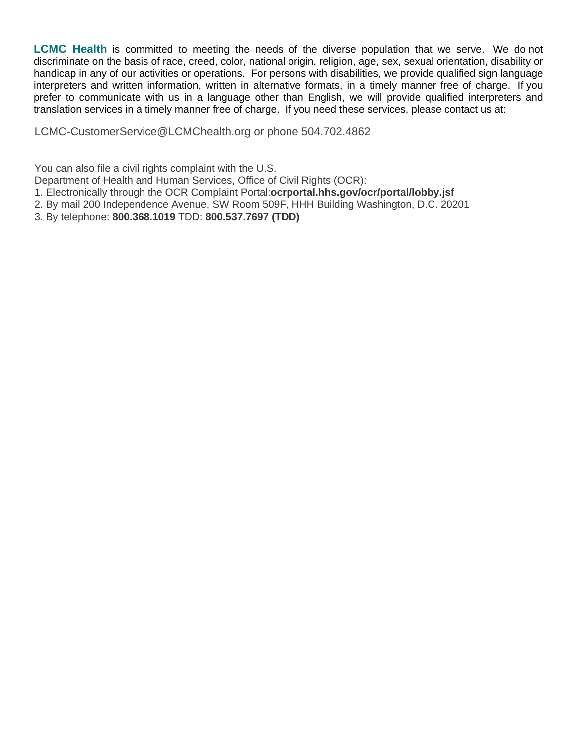**LCMC Health** is committed to meeting the needs of the diverse population that we serve. We do not discriminate on the basis of race, creed, color, national origin, religion, age, sex, sexual orientation, disability or handicap in any of our activities or operations. For persons with disabilities, we provide qualified sign language interpreters and written information, written in alternative formats, in a timely manner free of charge. If you prefer to communicate with us in a language other than English, we will provide qualified interpreters and translation services in a timely manner free of charge. If you need these services, please contact us at:

LCMC-CustomerService@LCMChealth.org or phone 504.702.4862

You can also file a civil rights complaint with the U.S.
Department of Health and Human Services, Office of Civil Rights (OCR):

1. Electronically through the OCR Complaint Portal:**ocrportal.hhs.gov/ocr/portal/lobby.jsf**
2. By mail 200 Independence Avenue, SW Room 509F, HHH Building Washington, D.C. 20201
3. By telephone: **800.368.1019** TDD: **800.537.7697 (TDD)**